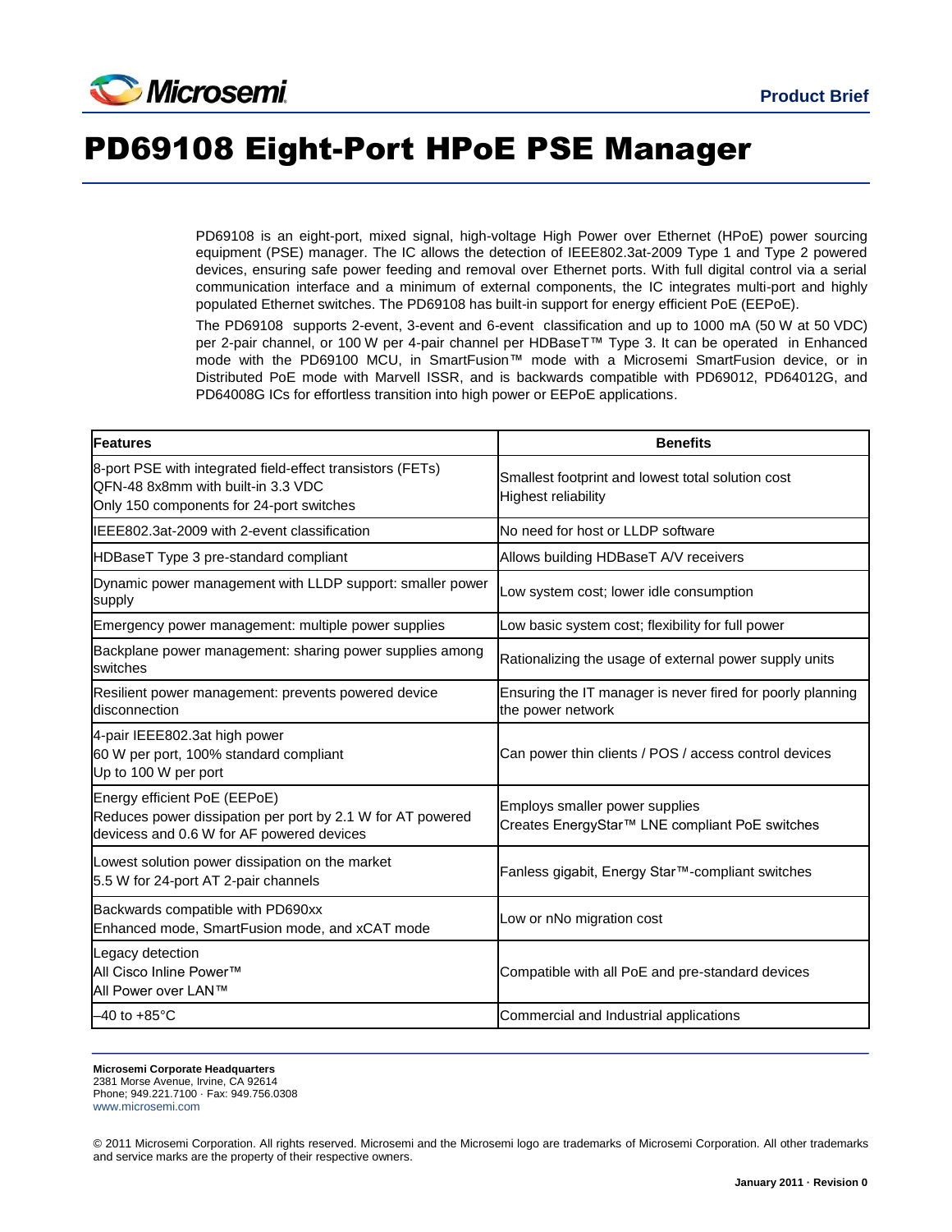Product Brief

# PD69108 Eight-Port HPoE PSE Manager

PD69108 is an eight-port, mixed signal, high-voltage High Power over Ethernet (HPoE) power sourcing equipment (PSE) manager. The IC allows the detection of IEEE802.3at-2009 Type 1 and Type 2 powered devices, ensuring safe power feeding and removal over Ethernet ports. With full digital control via a serial communication interface and a minimum of external components, the IC integrates multi-port and highly populated Ethernet switches. The PD69108 has built-in support for energy efficient PoE (EEPoE).

The PD69108 supports 2-event, 3-event and 6-event classification and up to 1000 mA (50 W at 50 VDC) per 2-pair channel, or 100 W per 4-pair channel per HDBaseT™ Type 3. It can be operated in Enhanced mode with the PD69100 MCU, in SmartFusion™ mode with a Microsemi SmartFusion device, or in Distributed PoE mode with Marvell ISSR, and is backwards compatible with PD69012, PD64012G, and PD64008G ICs for effortless transition into high power or EEPoE applications.

| Features | Benefits |
| --- | --- |
| 8-port PSE with integrated field-effect transistors (FETs)<br>QFN-48 8x8mm with built-in 3.3 VDC<br>Only 150 components for 24-port switches | Smallest footprint and lowest total solution cost<br>Highest reliability |
| IEEE802.3at-2009 with 2-event classification | No need for host or LLDP software |
| HDBaseT Type 3 pre-standard compliant | Allows building HDBaseT A/V receivers |
| Dynamic power management with LLDP support: smaller power supply | Low system cost; lower idle consumption |
| Emergency power management: multiple power supplies | Low basic system cost; flexibility for full power |
| Backplane power management: sharing power supplies among switches | Rationalizing the usage of external power supply units |
| Resilient power management: prevents powered device disconnection | Ensuring the IT manager is never fired for poorly planning the power network |
| 4-pair IEEE802.3at high power<br>60 W per port, 100% standard compliant<br>Up to 100 W per port | Can power thin clients / POS / access control devices |
| Energy efficient PoE (EEPoE)<br>Reduces power dissipation per port by 2.1 W for AT powered devicess and 0.6 W for AF powered devices | Employs smaller power supplies<br>Creates EnergyStar™ LNE compliant PoE switches |
| Lowest solution power dissipation on the market<br>5.5 W for 24-port AT 2-pair channels | Fanless gigabit, Energy Star™-compliant switches |
| Backwards compatible with PD690xx<br>Enhanced mode, SmartFusion mode, and xCAT mode | Low or nNo migration cost |
| Legacy detection<br>All Cisco Inline Power™<br>All Power over LAN™ | Compatible with all PoE and pre-standard devices |
| –40 to +85°C | Commercial and Industrial applications |

**Microsemi Corporate Headquarters**
2381 Morse Avenue, Irvine, CA 92614
Phone; 949.221.7100 · Fax: 949.756.0308
www.microsemi.com

© 2011 Microsemi Corporation. All rights reserved. Microsemi and the Microsemi logo are trademarks of Microsemi Corporation. All other trademarks and service marks are the property of their respective owners.

January 2011 · Revision 0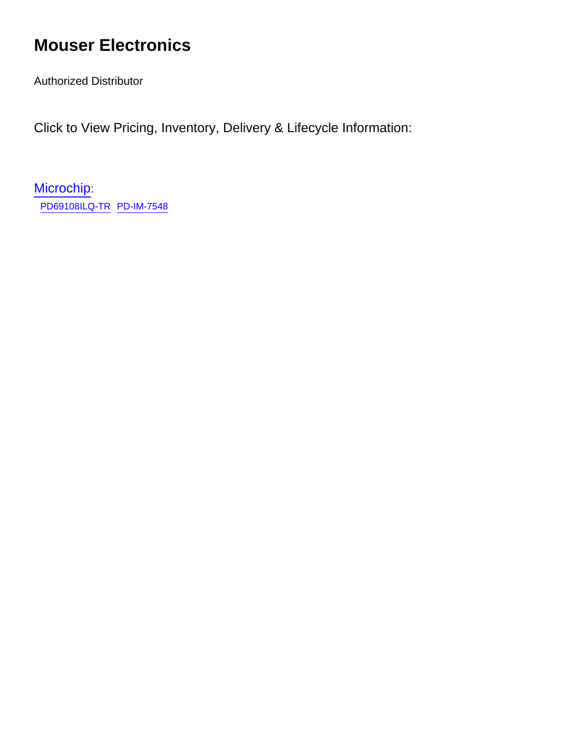# Mouser Electronics

Authorized Distributor

Click to View Pricing, Inventory, Delivery & Lifecycle Information:

Microchip:

PD69108ILQ-TR PD-IM-7548